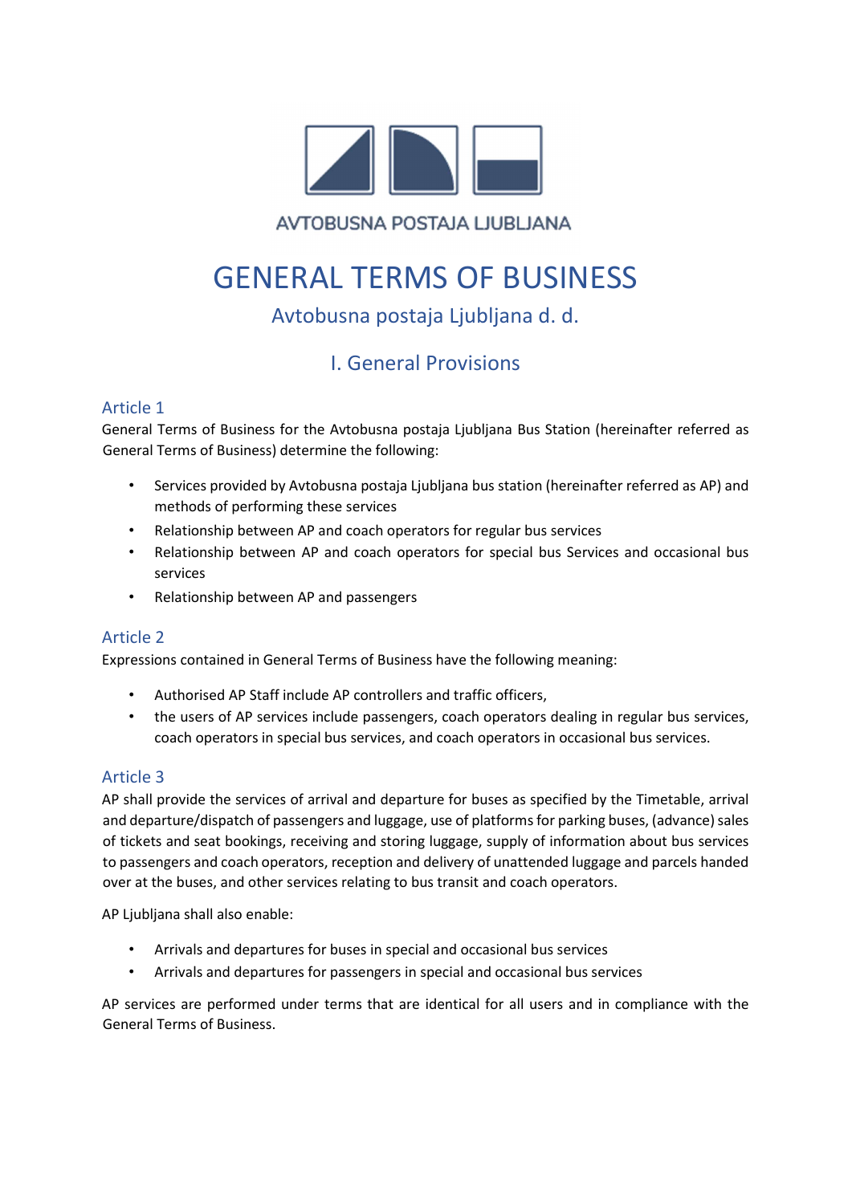AVTOBUSNA POSTAJA LJUBLJANA

# GENERAL TERMS OF BUSINESS

## Avtobusna postaja Ljubljana d. d.

## I. General Provisions

### Article 1

General Terms of Business for the Avtobusna postaja Ljubljana Bus Station (hereinafter referred as General Terms of Business) determine the following:

- Services provided by Avtobusna postaja Ljubljana bus station (hereinafter referred as AP) and methods of performing these services
- Relationship between AP and coach operators for regular bus services
- Relationship between AP and coach operators for special bus Services and occasional bus services
- Relationship between AP and passengers

### Article 2

Expressions contained in General Terms of Business have the following meaning:

- Authorised AP Staff include AP controllers and traffic officers,
- the users of AP services include passengers, coach operators dealing in regular bus services, coach operators in special bus services, and coach operators in occasional bus services.

### Article 3

AP shall provide the services of arrival and departure for buses as specified by the Timetable, arrival and departure/dispatch of passengers and luggage, use of platforms for parking buses, (advance) sales of tickets and seat bookings, receiving and storing luggage, supply of information about bus services to passengers and coach operators, reception and delivery of unattended luggage and parcels handed over at the buses, and other services relating to bus transit and coach operators.

AP Ljubljana shall also enable:

- Arrivals and departures for buses in special and occasional bus services
- Arrivals and departures for passengers in special and occasional bus services

AP services are performed under terms that are identical for all users and in compliance with the General Terms of Business.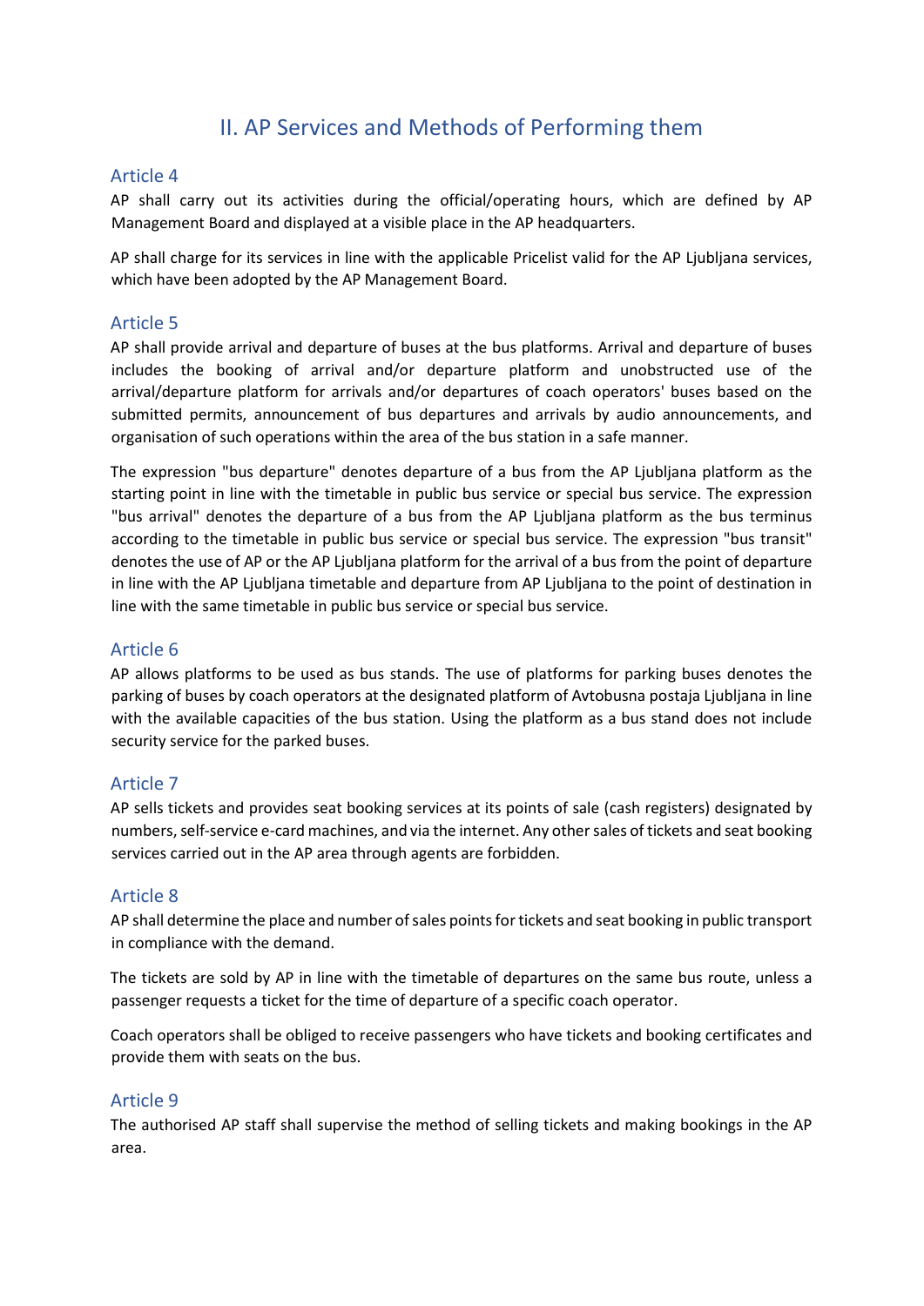## II. AP Services and Methods of Performing them

### Article 4

AP shall carry out its activities during the official/operating hours, which are defined by AP Management Board and displayed at a visible place in the AP headquarters.

AP shall charge for its services in line with the applicable Pricelist valid for the AP Ljubljana services, which have been adopted by the AP Management Board.

### Article 5

AP shall provide arrival and departure of buses at the bus platforms. Arrival and departure of buses includes the booking of arrival and/or departure platform and unobstructed use of the arrival/departure platform for arrivals and/or departures of coach operators' buses based on the submitted permits, announcement of bus departures and arrivals by audio announcements, and organisation of such operations within the area of the bus station in a safe manner.

The expression "bus departure" denotes departure of a bus from the AP Ljubljana platform as the starting point in line with the timetable in public bus service or special bus service. The expression "bus arrival" denotes the departure of a bus from the AP Ljubljana platform as the bus terminus according to the timetable in public bus service or special bus service. The expression "bus transit" denotes the use of AP or the AP Ljubljana platform for the arrival of a bus from the point of departure in line with the AP Ljubljana timetable and departure from AP Ljubljana to the point of destination in line with the same timetable in public bus service or special bus service.

### Article 6

AP allows platforms to be used as bus stands. The use of platforms for parking buses denotes the parking of buses by coach operators at the designated platform of Avtobusna postaja Ljubljana in line with the available capacities of the bus station. Using the platform as a bus stand does not include security service for the parked buses.

### Article 7

AP sells tickets and provides seat booking services at its points of sale (cash registers) designated by numbers, self-service e-card machines, and via the internet. Any other sales of tickets and seat booking services carried out in the AP area through agents are forbidden.

### Article 8

AP shall determine the place and number of sales points for tickets and seat booking in public transport in compliance with the demand.

The tickets are sold by AP in line with the timetable of departures on the same bus route, unless a passenger requests a ticket for the time of departure of a specific coach operator.

Coach operators shall be obliged to receive passengers who have tickets and booking certificates and provide them with seats on the bus.

### Article 9

The authorised AP staff shall supervise the method of selling tickets and making bookings in the AP area.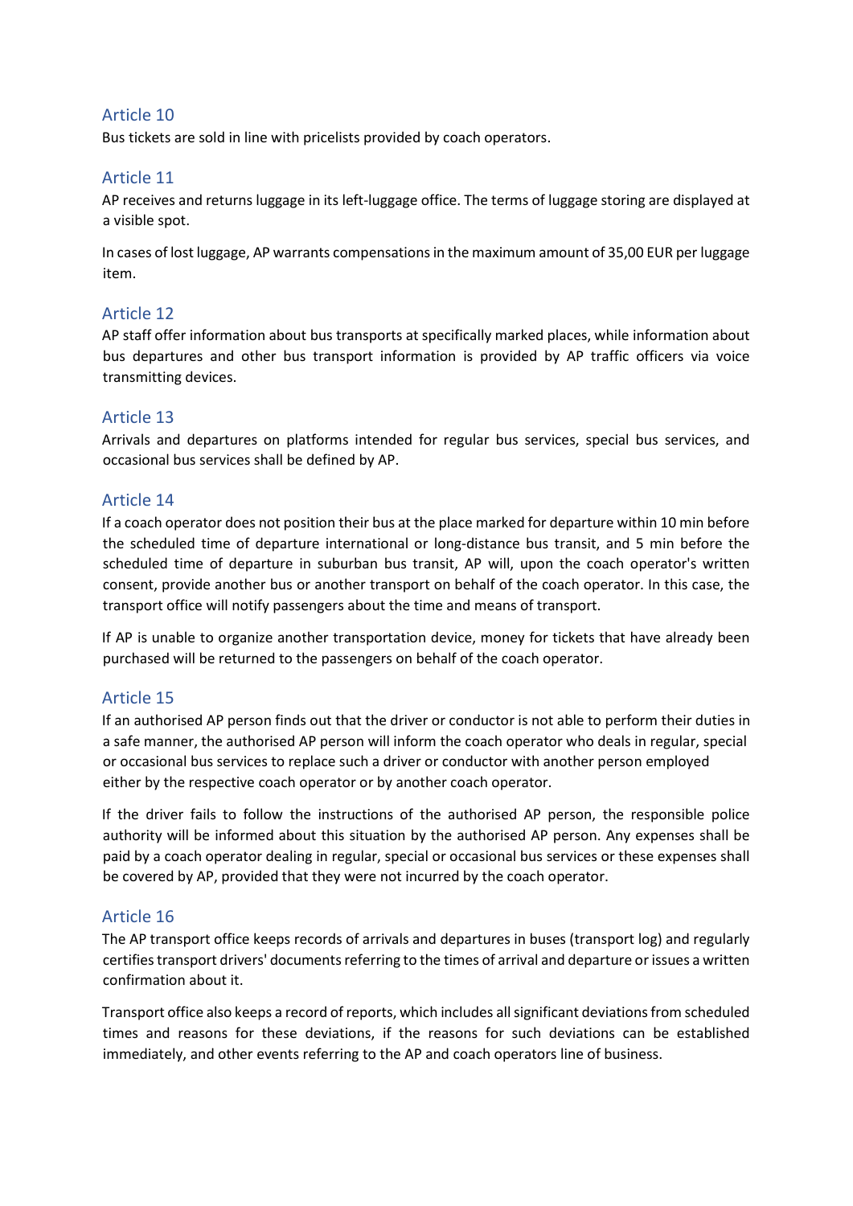## Article 10

Bus tickets are sold in line with pricelists provided by coach operators.

## Article 11

AP receives and returns luggage in its left-luggage office. The terms of luggage storing are displayed at a visible spot.

In cases of lost luggage, AP warrants compensations in the maximum amount of 35,00 EUR per luggage item.

## Article 12

AP staff offer information about bus transports at specifically marked places, while information about bus departures and other bus transport information is provided by AP traffic officers via voice transmitting devices.

## Article 13

Arrivals and departures on platforms intended for regular bus services, special bus services, and occasional bus services shall be defined by AP.

## Article 14

If a coach operator does not position their bus at the place marked for departure within 10 min before the scheduled time of departure international or long-distance bus transit, and 5 min before the scheduled time of departure in suburban bus transit, AP will, upon the coach operator's written consent, provide another bus or another transport on behalf of the coach operator. In this case, the transport office will notify passengers about the time and means of transport.

If AP is unable to organize another transportation device, money for tickets that have already been purchased will be returned to the passengers on behalf of the coach operator.

## Article 15

If an authorised AP person finds out that the driver or conductor is not able to perform their duties in a safe manner, the authorised AP person will inform the coach operator who deals in regular, special or occasional bus services to replace such a driver or conductor with another person employed either by the respective coach operator or by another coach operator.

If the driver fails to follow the instructions of the authorised AP person, the responsible police authority will be informed about this situation by the authorised AP person. Any expenses shall be paid by a coach operator dealing in regular, special or occasional bus services or these expenses shall be covered by AP, provided that they were not incurred by the coach operator.

## Article 16

The AP transport office keeps records of arrivals and departures in buses (transport log) and regularly certifies transport drivers' documents referring to the times of arrival and departure or issues a written confirmation about it.

Transport office also keeps a record of reports, which includes all significant deviations from scheduled times and reasons for these deviations, if the reasons for such deviations can be established immediately, and other events referring to the AP and coach operators line of business.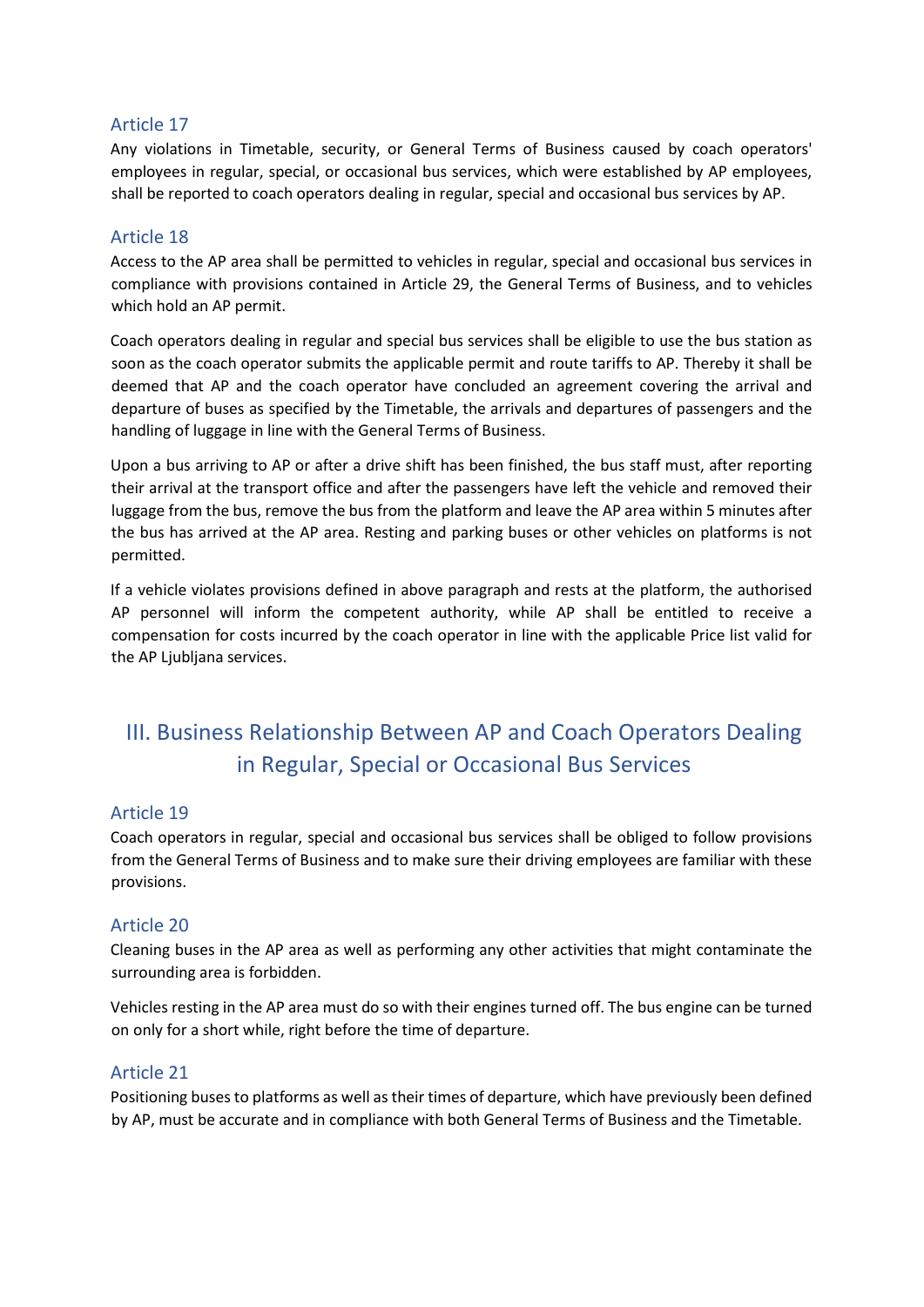### Article 17

Any violations in Timetable, security, or General Terms of Business caused by coach operators' employees in regular, special, or occasional bus services, which were established by AP employees, shall be reported to coach operators dealing in regular, special and occasional bus services by AP.

### Article 18

Access to the AP area shall be permitted to vehicles in regular, special and occasional bus services in compliance with provisions contained in Article 29, the General Terms of Business, and to vehicles which hold an AP permit.

Coach operators dealing in regular and special bus services shall be eligible to use the bus station as soon as the coach operator submits the applicable permit and route tariffs to AP. Thereby it shall be deemed that AP and the coach operator have concluded an agreement covering the arrival and departure of buses as specified by the Timetable, the arrivals and departures of passengers and the handling of luggage in line with the General Terms of Business.

Upon a bus arriving to AP or after a drive shift has been finished, the bus staff must, after reporting their arrival at the transport office and after the passengers have left the vehicle and removed their luggage from the bus, remove the bus from the platform and leave the AP area within 5 minutes after the bus has arrived at the AP area. Resting and parking buses or other vehicles on platforms is not permitted.

If a vehicle violates provisions defined in above paragraph and rests at the platform, the authorised AP personnel will inform the competent authority, while AP shall be entitled to receive a compensation for costs incurred by the coach operator in line with the applicable Price list valid for the AP Ljubljana services.

## III. Business Relationship Between AP and Coach Operators Dealing in Regular, Special or Occasional Bus Services

### Article 19

Coach operators in regular, special and occasional bus services shall be obliged to follow provisions from the General Terms of Business and to make sure their driving employees are familiar with these provisions.

### Article 20

Cleaning buses in the AP area as well as performing any other activities that might contaminate the surrounding area is forbidden.

Vehicles resting in the AP area must do so with their engines turned off. The bus engine can be turned on only for a short while, right before the time of departure.

### Article 21

Positioning buses to platforms as well as their times of departure, which have previously been defined by AP, must be accurate and in compliance with both General Terms of Business and the Timetable.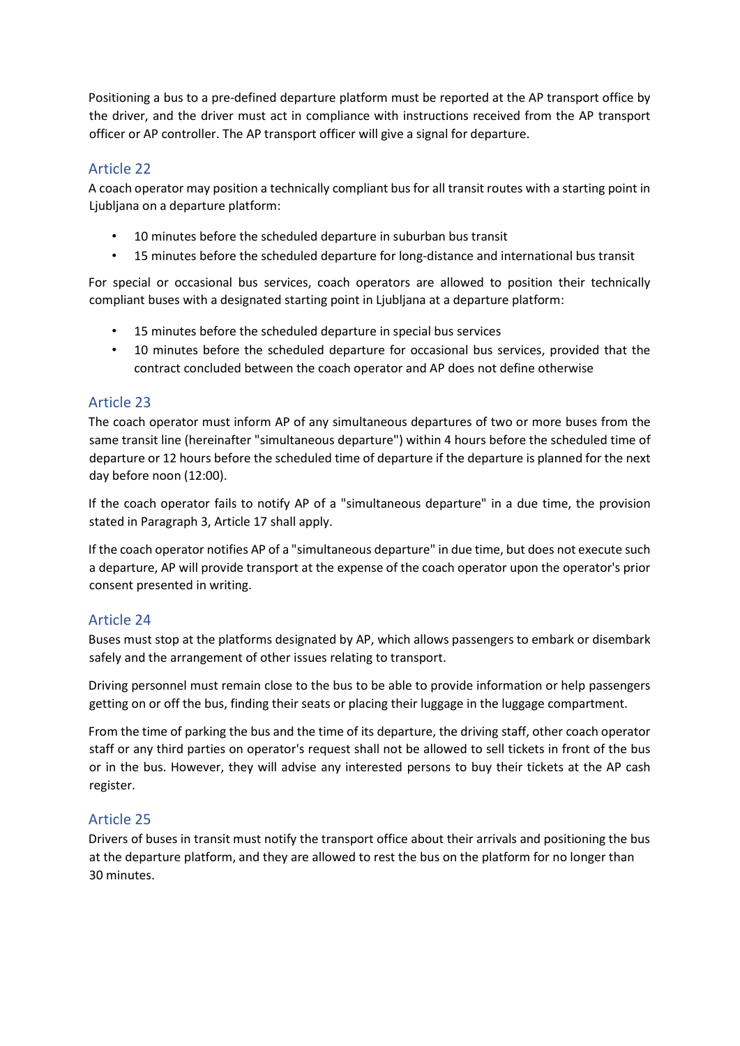Positioning a bus to a pre-defined departure platform must be reported at the AP transport office by the driver, and the driver must act in compliance with instructions received from the AP transport officer or AP controller. The AP transport officer will give a signal for departure.

## Article 22

A coach operator may position a technically compliant bus for all transit routes with a starting point in Ljubljana on a departure platform:

- 10 minutes before the scheduled departure in suburban bus transit
- 15 minutes before the scheduled departure for long-distance and international bus transit

For special or occasional bus services, coach operators are allowed to position their technically compliant buses with a designated starting point in Ljubljana at a departure platform:

- 15 minutes before the scheduled departure in special bus services
- 10 minutes before the scheduled departure for occasional bus services, provided that the contract concluded between the coach operator and AP does not define otherwise

## Article 23

The coach operator must inform AP of any simultaneous departures of two or more buses from the same transit line (hereinafter "simultaneous departure") within 4 hours before the scheduled time of departure or 12 hours before the scheduled time of departure if the departure is planned for the next day before noon (12:00).

If the coach operator fails to notify AP of a "simultaneous departure" in a due time, the provision stated in Paragraph 3, Article 17 shall apply.

If the coach operator notifies AP of a "simultaneous departure" in due time, but does not execute such a departure, AP will provide transport at the expense of the coach operator upon the operator's prior consent presented in writing.

## Article 24

Buses must stop at the platforms designated by AP, which allows passengers to embark or disembark safely and the arrangement of other issues relating to transport.

Driving personnel must remain close to the bus to be able to provide information or help passengers getting on or off the bus, finding their seats or placing their luggage in the luggage compartment.

From the time of parking the bus and the time of its departure, the driving staff, other coach operator staff or any third parties on operator's request shall not be allowed to sell tickets in front of the bus or in the bus. However, they will advise any interested persons to buy their tickets at the AP cash register.

## Article 25

Drivers of buses in transit must notify the transport office about their arrivals and positioning the bus at the departure platform, and they are allowed to rest the bus on the platform for no longer than 30 minutes.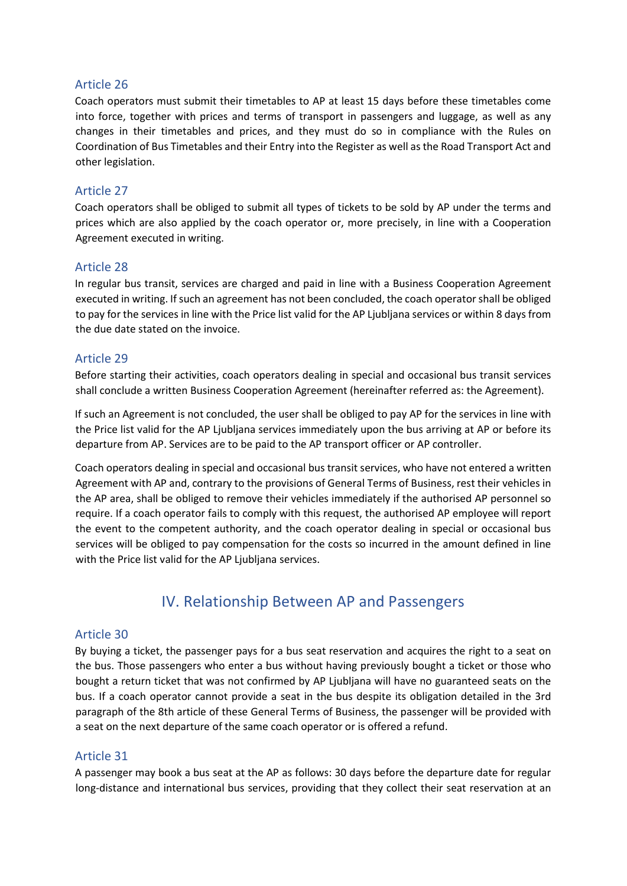### Article 26

Coach operators must submit their timetables to AP at least 15 days before these timetables come into force, together with prices and terms of transport in passengers and luggage, as well as any changes in their timetables and prices, and they must do so in compliance with the Rules on Coordination of Bus Timetables and their Entry into the Register as well as the Road Transport Act and other legislation.

### Article 27

Coach operators shall be obliged to submit all types of tickets to be sold by AP under the terms and prices which are also applied by the coach operator or, more precisely, in line with a Cooperation Agreement executed in writing.

### Article 28

In regular bus transit, services are charged and paid in line with a Business Cooperation Agreement executed in writing. If such an agreement has not been concluded, the coach operator shall be obliged to pay for the services in line with the Price list valid for the AP Ljubljana services or within 8 days from the due date stated on the invoice.

### Article 29

Before starting their activities, coach operators dealing in special and occasional bus transit services shall conclude a written Business Cooperation Agreement (hereinafter referred as: the Agreement).

If such an Agreement is not concluded, the user shall be obliged to pay AP for the services in line with the Price list valid for the AP Ljubljana services immediately upon the bus arriving at AP or before its departure from AP. Services are to be paid to the AP transport officer or AP controller.

Coach operators dealing in special and occasional bus transit services, who have not entered a written Agreement with AP and, contrary to the provisions of General Terms of Business, rest their vehicles in the AP area, shall be obliged to remove their vehicles immediately if the authorised AP personnel so require. If a coach operator fails to comply with this request, the authorised AP employee will report the event to the competent authority, and the coach operator dealing in special or occasional bus services will be obliged to pay compensation for the costs so incurred in the amount defined in line with the Price list valid for the AP Ljubljana services.

## IV. Relationship Between AP and Passengers

### Article 30

By buying a ticket, the passenger pays for a bus seat reservation and acquires the right to a seat on the bus. Those passengers who enter a bus without having previously bought a ticket or those who bought a return ticket that was not confirmed by AP Ljubljana will have no guaranteed seats on the bus. If a coach operator cannot provide a seat in the bus despite its obligation detailed in the 3rd paragraph of the 8th article of these General Terms of Business, the passenger will be provided with a seat on the next departure of the same coach operator or is offered a refund.

### Article 31

A passenger may book a bus seat at the AP as follows: 30 days before the departure date for regular long-distance and international bus services, providing that they collect their seat reservation at an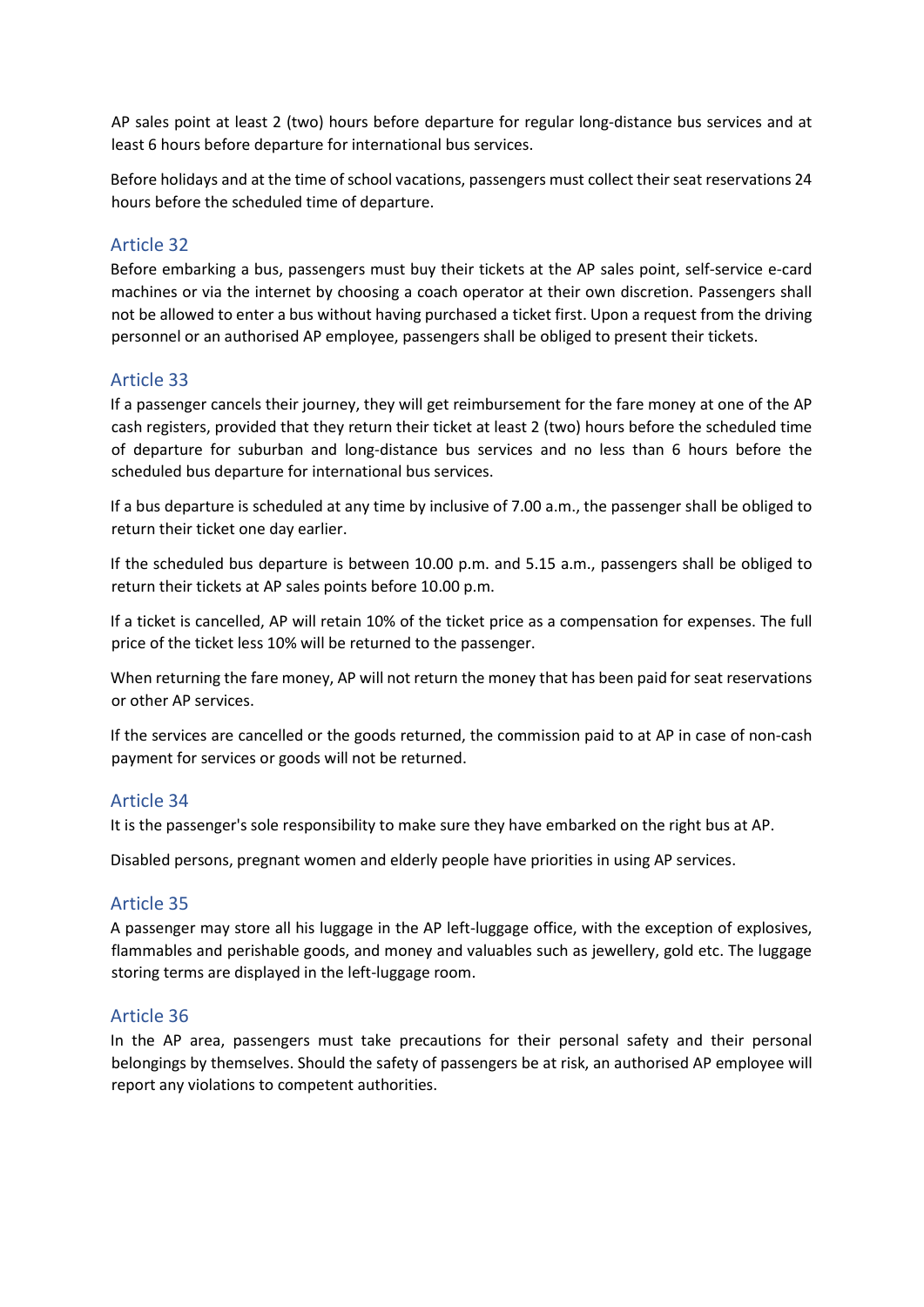AP sales point at least 2 (two) hours before departure for regular long-distance bus services and at least 6 hours before departure for international bus services.

Before holidays and at the time of school vacations, passengers must collect their seat reservations 24 hours before the scheduled time of departure.

## Article 32

Before embarking a bus, passengers must buy their tickets at the AP sales point, self-service e-card machines or via the internet by choosing a coach operator at their own discretion. Passengers shall not be allowed to enter a bus without having purchased a ticket first. Upon a request from the driving personnel or an authorised AP employee, passengers shall be obliged to present their tickets.

## Article 33

If a passenger cancels their journey, they will get reimbursement for the fare money at one of the AP cash registers, provided that they return their ticket at least 2 (two) hours before the scheduled time of departure for suburban and long-distance bus services and no less than 6 hours before the scheduled bus departure for international bus services.

If a bus departure is scheduled at any time by inclusive of 7.00 a.m., the passenger shall be obliged to return their ticket one day earlier.

If the scheduled bus departure is between 10.00 p.m. and 5.15 a.m., passengers shall be obliged to return their tickets at AP sales points before 10.00 p.m.

If a ticket is cancelled, AP will retain 10% of the ticket price as a compensation for expenses. The full price of the ticket less 10% will be returned to the passenger.

When returning the fare money, AP will not return the money that has been paid for seat reservations or other AP services.

If the services are cancelled or the goods returned, the commission paid to at AP in case of non-cash payment for services or goods will not be returned.

## Article 34

It is the passenger's sole responsibility to make sure they have embarked on the right bus at AP.

Disabled persons, pregnant women and elderly people have priorities in using AP services.

## Article 35

A passenger may store all his luggage in the AP left-luggage office, with the exception of explosives, flammables and perishable goods, and money and valuables such as jewellery, gold etc. The luggage storing terms are displayed in the left-luggage room.

## Article 36

In the AP area, passengers must take precautions for their personal safety and their personal belongings by themselves. Should the safety of passengers be at risk, an authorised AP employee will report any violations to competent authorities.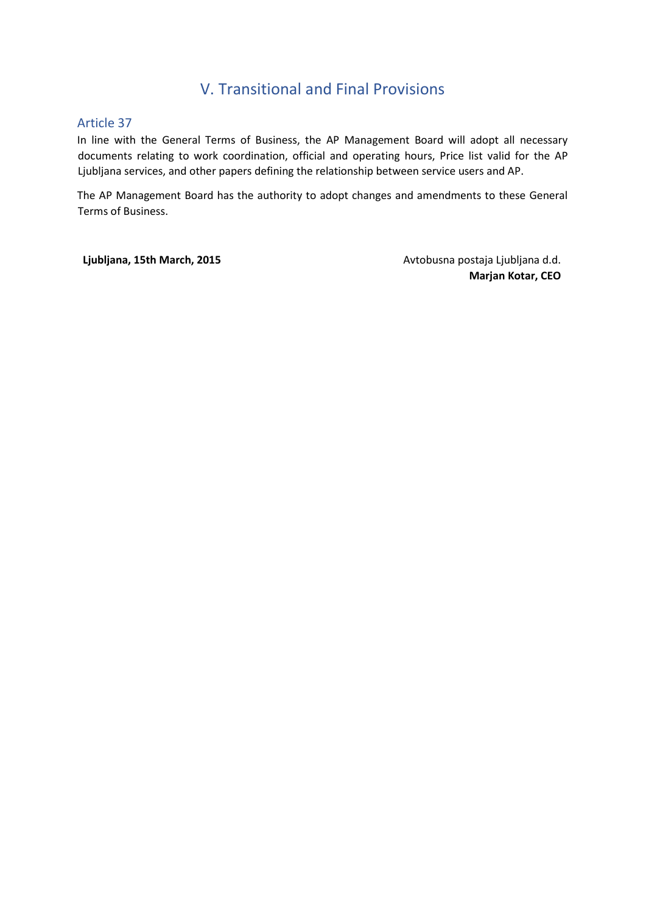## V. Transitional and Final Provisions

### Article 37

In line with the General Terms of Business, the AP Management Board will adopt all necessary documents relating to work coordination, official and operating hours, Price list valid for the AP Ljubljana services, and other papers defining the relationship between service users and AP.

The AP Management Board has the authority to adopt changes and amendments to these General Terms of Business.

**Ljubljana, 15th March, 2015**

Avtobusna postaja Ljubljana d.d.
**Marjan Kotar, CEO**